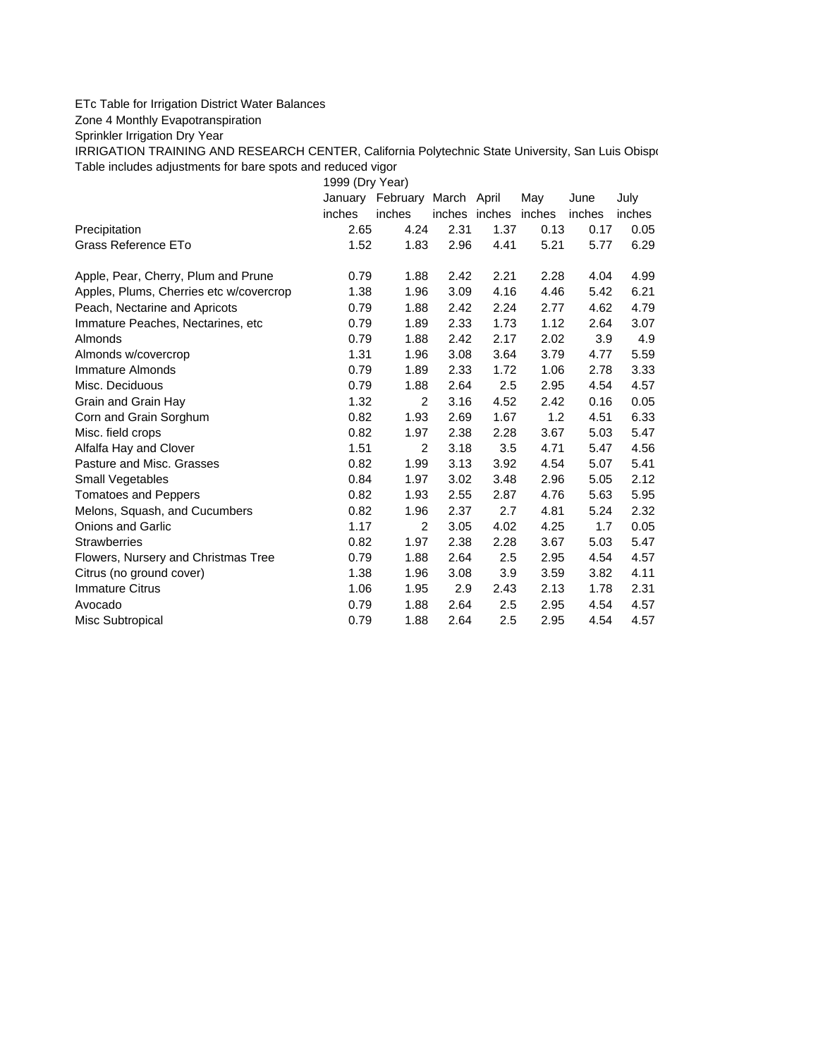ETc Table for Irrigation District Water Balances

Zone 4 Monthly Evapotranspiration

Sprinkler Irrigation Dry Year

IRRIGATION TRAINING AND RESEARCH CENTER, California Polytechnic State University, San Luis Obispo

Table includes adjustments for bare spots and reduced vigor

| | 1999 (Dry Year) | | | | | | |
|---|---|---|---|---|---|---|---|
| | January | February | March | April | May | June | July |
| | inches | inches | inches | inches | inches | inches | inches |
| Precipitation | 2.65 | 4.24 | 2.31 | 1.37 | 0.13 | 0.17 | 0.05 |
| Grass Reference ETo | 1.52 | 1.83 | 2.96 | 4.41 | 5.21 | 5.77 | 6.29 |
| | | | | | | | |
| Apple, Pear, Cherry, Plum and Prune | 0.79 | 1.88 | 2.42 | 2.21 | 2.28 | 4.04 | 4.99 |
| Apples, Plums, Cherries etc w/covercrop | 1.38 | 1.96 | 3.09 | 4.16 | 4.46 | 5.42 | 6.21 |
| Peach, Nectarine and Apricots | 0.79 | 1.88 | 2.42 | 2.24 | 2.77 | 4.62 | 4.79 |
| Immature Peaches, Nectarines, etc | 0.79 | 1.89 | 2.33 | 1.73 | 1.12 | 2.64 | 3.07 |
| Almonds | 0.79 | 1.88 | 2.42 | 2.17 | 2.02 | 3.9 | 4.9 |
| Almonds w/covercrop | 1.31 | 1.96 | 3.08 | 3.64 | 3.79 | 4.77 | 5.59 |
| Immature Almonds | 0.79 | 1.89 | 2.33 | 1.72 | 1.06 | 2.78 | 3.33 |
| Misc. Deciduous | 0.79 | 1.88 | 2.64 | 2.5 | 2.95 | 4.54 | 4.57 |
| Grain and Grain Hay | 1.32 | 2 | 3.16 | 4.52 | 2.42 | 0.16 | 0.05 |
| Corn and Grain Sorghum | 0.82 | 1.93 | 2.69 | 1.67 | 1.2 | 4.51 | 6.33 |
| Misc. field crops | 0.82 | 1.97 | 2.38 | 2.28 | 3.67 | 5.03 | 5.47 |
| Alfalfa Hay and Clover | 1.51 | 2 | 3.18 | 3.5 | 4.71 | 5.47 | 4.56 |
| Pasture and Misc. Grasses | 0.82 | 1.99 | 3.13 | 3.92 | 4.54 | 5.07 | 5.41 |
| Small Vegetables | 0.84 | 1.97 | 3.02 | 3.48 | 2.96 | 5.05 | 2.12 |
| Tomatoes and Peppers | 0.82 | 1.93 | 2.55 | 2.87 | 4.76 | 5.63 | 5.95 |
| Melons, Squash, and Cucumbers | 0.82 | 1.96 | 2.37 | 2.7 | 4.81 | 5.24 | 2.32 |
| Onions and Garlic | 1.17 | 2 | 3.05 | 4.02 | 4.25 | 1.7 | 0.05 |
| Strawberries | 0.82 | 1.97 | 2.38 | 2.28 | 3.67 | 5.03 | 5.47 |
| Flowers, Nursery and Christmas Tree | 0.79 | 1.88 | 2.64 | 2.5 | 2.95 | 4.54 | 4.57 |
| Citrus (no ground cover) | 1.38 | 1.96 | 3.08 | 3.9 | 3.59 | 3.82 | 4.11 |
| Immature Citrus | 1.06 | 1.95 | 2.9 | 2.43 | 2.13 | 1.78 | 2.31 |
| Avocado | 0.79 | 1.88 | 2.64 | 2.5 | 2.95 | 4.54 | 4.57 |
| Misc Subtropical | 0.79 | 1.88 | 2.64 | 2.5 | 2.95 | 4.54 | 4.57 |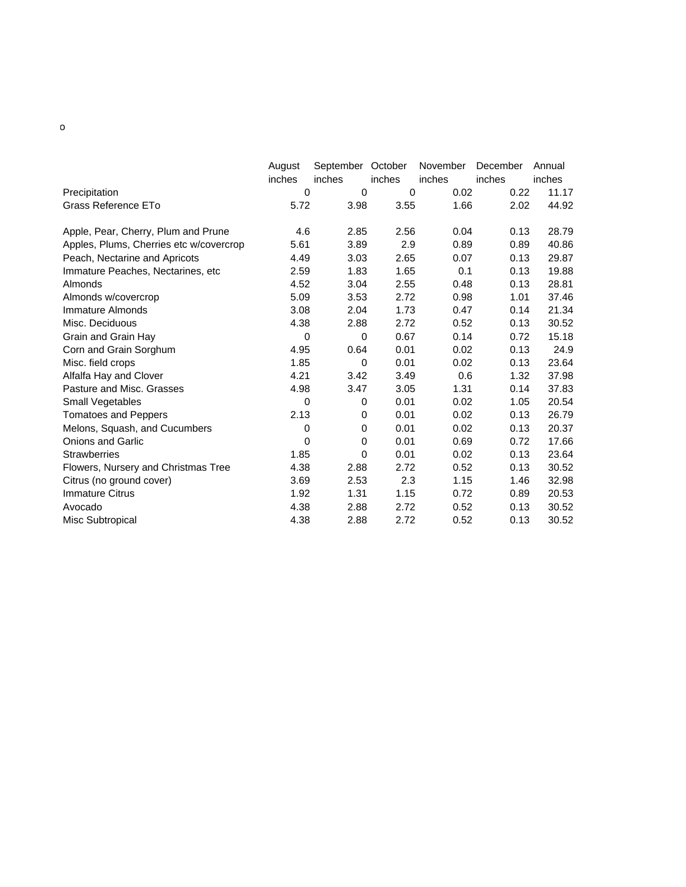o

| | August inches | September inches | October inches | November inches | December inches | Annual inches |
|---|---|---|---|---|---|---|
| Precipitation | 0 | 0 | 0 | 0.02 | 0.22 | 11.17 |
| Grass Reference ETo | 5.72 | 3.98 | 3.55 | 1.66 | 2.02 | 44.92 |
| | | | | | | |
| Apple, Pear, Cherry, Plum and Prune | 4.6 | 2.85 | 2.56 | 0.04 | 0.13 | 28.79 |
| Apples, Plums, Cherries etc w/covercrop | 5.61 | 3.89 | 2.9 | 0.89 | 0.89 | 40.86 |
| Peach, Nectarine and Apricots | 4.49 | 3.03 | 2.65 | 0.07 | 0.13 | 29.87 |
| Immature Peaches, Nectarines, etc | 2.59 | 1.83 | 1.65 | 0.1 | 0.13 | 19.88 |
| Almonds | 4.52 | 3.04 | 2.55 | 0.48 | 0.13 | 28.81 |
| Almonds w/covercrop | 5.09 | 3.53 | 2.72 | 0.98 | 1.01 | 37.46 |
| Immature Almonds | 3.08 | 2.04 | 1.73 | 0.47 | 0.14 | 21.34 |
| Misc. Deciduous | 4.38 | 2.88 | 2.72 | 0.52 | 0.13 | 30.52 |
| Grain and Grain Hay | 0 | 0 | 0.67 | 0.14 | 0.72 | 15.18 |
| Corn and Grain Sorghum | 4.95 | 0.64 | 0.01 | 0.02 | 0.13 | 24.9 |
| Misc. field crops | 1.85 | 0 | 0.01 | 0.02 | 0.13 | 23.64 |
| Alfalfa Hay and Clover | 4.21 | 3.42 | 3.49 | 0.6 | 1.32 | 37.98 |
| Pasture and Misc. Grasses | 4.98 | 3.47 | 3.05 | 1.31 | 0.14 | 37.83 |
| Small Vegetables | 0 | 0 | 0.01 | 0.02 | 1.05 | 20.54 |
| Tomatoes and Peppers | 2.13 | 0 | 0.01 | 0.02 | 0.13 | 26.79 |
| Melons, Squash, and Cucumbers | 0 | 0 | 0.01 | 0.02 | 0.13 | 20.37 |
| Onions and Garlic | 0 | 0 | 0.01 | 0.69 | 0.72 | 17.66 |
| Strawberries | 1.85 | 0 | 0.01 | 0.02 | 0.13 | 23.64 |
| Flowers, Nursery and Christmas Tree | 4.38 | 2.88 | 2.72 | 0.52 | 0.13 | 30.52 |
| Citrus (no ground cover) | 3.69 | 2.53 | 2.3 | 1.15 | 1.46 | 32.98 |
| Immature Citrus | 1.92 | 1.31 | 1.15 | 0.72 | 0.89 | 20.53 |
| Avocado | 4.38 | 2.88 | 2.72 | 0.52 | 0.13 | 30.52 |
| Misc Subtropical | 4.38 | 2.88 | 2.72 | 0.52 | 0.13 | 30.52 |